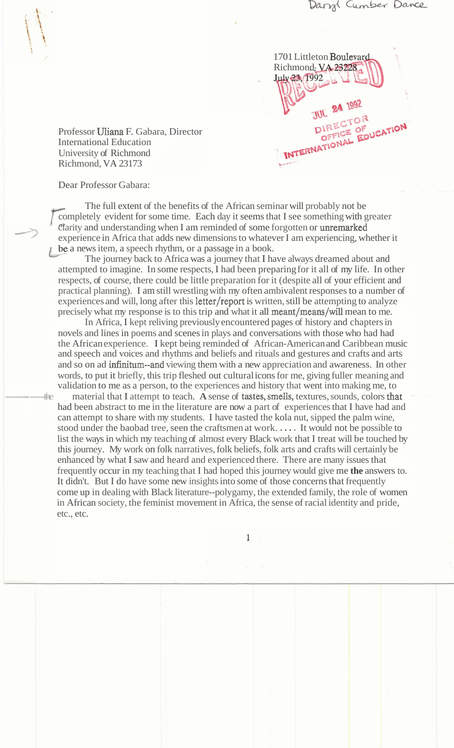Daryl Cumber Dance

1701 Littleton Boulevard
Richmond, VA 23228
July 23, 1992

RECEIVED
JUL 24 1992
DIRECTOR
OFFICE OF
INTERNATIONAL EDUCATION

Professor Uliana F. Gabara, Director
International Education
University of Richmond
Richmond, VA 23173

Dear Professor Gabara:

The full extent of the benefits of the African seminar will probably not be completely evident for some time. Each day it seems that I see something with greater clarity and understanding when I am reminded of some forgotten or unremarked experience in Africa that adds new dimensions to whatever I am experiencing, whether it be a news item, a speech rhythm, or a passage in a book.

The journey back to Africa was a journey that I have always dreamed about and attempted to imagine. In some respects, I had been preparing for it all of my life. In other respects, of course, there could be little preparation for it (despite all of your efficient and practical planning). I am still wrestling with my often ambivalent responses to a number of experiences and will, long after this letter/report is written, still be attempting to analyze precisely what my response is to this trip and what it all meant/means/will mean to me.

In Africa, I kept reliving previously encountered pages of history and chapters in novels and lines in poems and scenes in plays and conversations with those who had had the African experience. I kept being reminded of African-American and Caribbean music and speech and voices and rhythms and beliefs and rituals and gestures and crafts and arts and so on ad infinitum--and viewing them with a new appreciation and awareness. In other words, to put it briefly, this trip fleshed out cultural icons for me, giving fuller meaning and validation to me as a person, to the experiences and history that went into making me, to the material that I attempt to teach. A sense of tastes, smells, textures, sounds, colors that had been abstract to me in the literature are now a part of experiences that I have had and can attempt to share with my students. I have tasted the kola nut, sipped the palm wine, stood under the baobab tree, seen the craftsmen at work. . . . . It would not be possible to list the ways in which my teaching of almost every Black work that I treat will be touched by this journey. My work on folk narratives, folk beliefs, folk arts and crafts will certainly be enhanced by what I saw and heard and experienced there. There are many issues that frequently occur in my teaching that I had hoped this journey would give me **the** answers to. It didn't. But I do have some new insights into some of those concerns that frequently come up in dealing with Black literature--polygamy, the extended family, the role of women in African society, the feminist movement in Africa, the sense of racial identity and pride, etc., etc.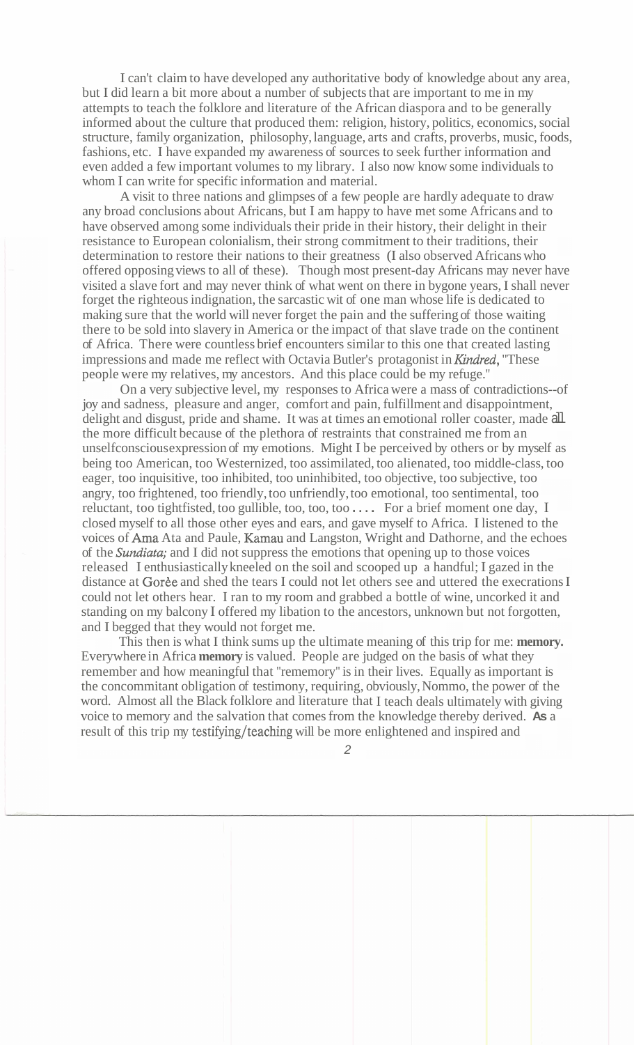I can't claim to have developed any authoritative body of knowledge about any area, but I did learn a bit more about a number of subjects that are important to me in my attempts to teach the folklore and literature of the African diaspora and to be generally informed about the culture that produced them: religion, history, politics, economics, social structure, family organization, philosophy, language, arts and crafts, proverbs, music, foods, fashions, etc. I have expanded my awareness of sources to seek further information and even added a few important volumes to my library. I also now know some individuals to whom I can write for specific information and material.

A visit to three nations and glimpses of a few people are hardly adequate to draw any broad conclusions about Africans, but I am happy to have met some Africans and to have observed among some individuals their pride in their history, their delight in their resistance to European colonialism, their strong commitment to their traditions, their determination to restore their nations to their greatness (I also observed Africans who offered opposing views to all of these). Though most present-day Africans may never have visited a slave fort and may never think of what went on there in bygone years, I shall never forget the righteous indignation, the sarcastic wit of one man whose life is dedicated to making sure that the world will never forget the pain and the suffering of those waiting there to be sold into slavery in America or the impact of that slave trade on the continent of Africa. There were countless brief encounters similar to this one that created lasting impressions and made me reflect with Octavia Butler's protagonist in *Kindred*, "These people were my relatives, my ancestors. And this place could be my refuge."

On a very subjective level, my responses to Africa were a mass of contradictions--of joy and sadness, pleasure and anger, comfort and pain, fulfillment and disappointment, delight and disgust, pride and shame. It was at times an emotional roller coaster, made all the more difficult because of the plethora of restraints that constrained me from an unselfconsciousexpression of my emotions. Might I be perceived by others or by myself as being too American, too Westernized, too assimilated, too alienated, too middle-class, too eager, too inquisitive, too inhibited, too uninhibited, too objective, too subjective, too angry, too frightened, too friendly, too unfriendly, too emotional, too sentimental, too reluctant, too tightfisted, too gullible, too, too, too .... For a brief moment one day, I closed myself to all those other eyes and ears, and gave myself to Africa. I listened to the voices of Ama Ata and Paule, Kamau and Langston, Wright and Dathorne, and the echoes of the *Sundiata;* and I did not suppress the emotions that opening up to those voices released I enthusiastically kneeled on the soil and scooped up a handful; I gazed in the distance at Gorèe and shed the tears I could not let others see and uttered the execrations I could not let others hear. I ran to my room and grabbed a bottle of wine, uncorked it and standing on my balcony I offered my libation to the ancestors, unknown but not forgotten, and I begged that they would not forget me.

This then is what I think sums up the ultimate meaning of this trip for me: **memory.** Everywhere in Africa **memory** is valued. People are judged on the basis of what they remember and how meaningful that "rememory" is in their lives. Equally as important is the concommitant obligation of testimony, requiring, obviously, Nommo, the power of the word. Almost all the Black folklore and literature that I teach deals ultimately with giving voice to memory and the salvation that comes from the knowledge thereby derived. **As** a result of this trip my testifying/teaching will be more enlightened and inspired and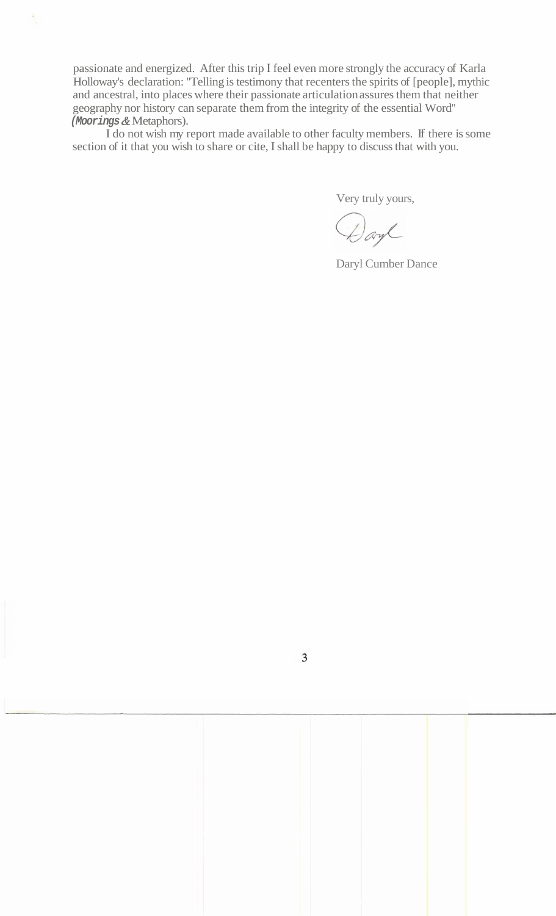passionate and energized. After this trip I feel even more strongly the accuracy of Karla Holloway's declaration: "Telling is testimony that recenters the spirits of [people], mythic and ancestral, into places where their passionate articulation assures them that neither geography nor history can separate them from the integrity of the essential Word" (*Moorings &* Metaphors).

I do not wish my report made available to other faculty members. If there is some section of it that you wish to share or cite, I shall be happy to discuss that with you.

Very truly yours,

Daryl

Daryl Cumber Dance